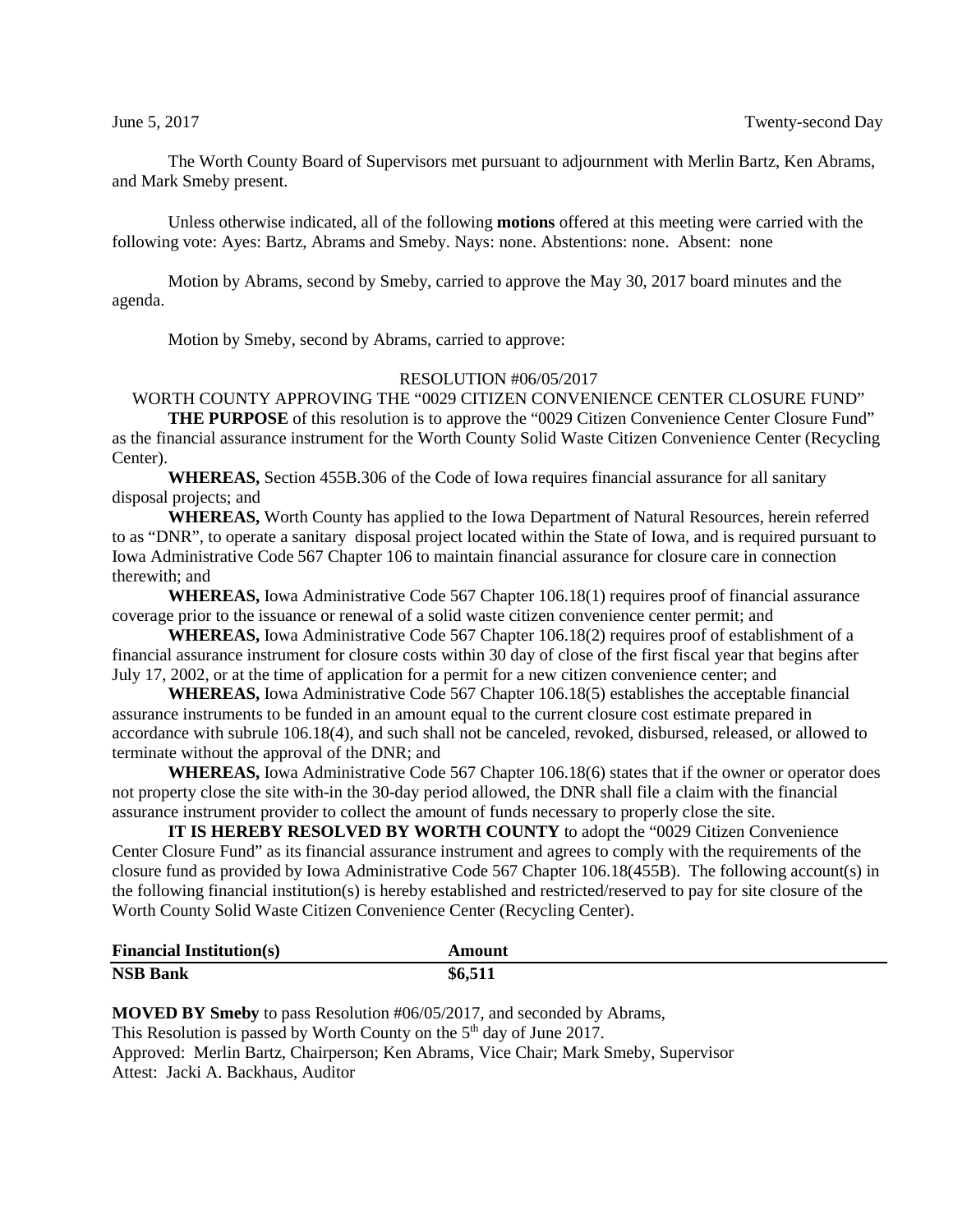June 5, 2017 Twenty-second Day

The Worth County Board of Supervisors met pursuant to adjournment with Merlin Bartz, Ken Abrams, and Mark Smeby present.

Unless otherwise indicated, all of the following **motions** offered at this meeting were carried with the following vote: Ayes: Bartz, Abrams and Smeby. Nays: none. Abstentions: none. Absent: none

Motion by Abrams, second by Smeby, carried to approve the May 30, 2017 board minutes and the agenda.

Motion by Smeby, second by Abrams, carried to approve:

RESOLUTION #06/05/2017

WORTH COUNTY APPROVING THE "0029 CITIZEN CONVENIENCE CENTER CLOSURE FUND"

**THE PURPOSE** of this resolution is to approve the "0029 Citizen Convenience Center Closure Fund" as the financial assurance instrument for the Worth County Solid Waste Citizen Convenience Center (Recycling Center).

**WHEREAS,** Section 455B.306 of the Code of Iowa requires financial assurance for all sanitary disposal projects; and

**WHEREAS,** Worth County has applied to the Iowa Department of Natural Resources, herein referred to as "DNR", to operate a sanitary disposal project located within the State of Iowa, and is required pursuant to Iowa Administrative Code 567 Chapter 106 to maintain financial assurance for closure care in connection therewith; and

**WHEREAS,** Iowa Administrative Code 567 Chapter 106.18(1) requires proof of financial assurance coverage prior to the issuance or renewal of a solid waste citizen convenience center permit; and

**WHEREAS,** Iowa Administrative Code 567 Chapter 106.18(2) requires proof of establishment of a financial assurance instrument for closure costs within 30 day of close of the first fiscal year that begins after July 17, 2002, or at the time of application for a permit for a new citizen convenience center; and

**WHEREAS,** Iowa Administrative Code 567 Chapter 106.18(5) establishes the acceptable financial assurance instruments to be funded in an amount equal to the current closure cost estimate prepared in accordance with subrule 106.18(4), and such shall not be canceled, revoked, disbursed, released, or allowed to terminate without the approval of the DNR; and

**WHEREAS,** Iowa Administrative Code 567 Chapter 106.18(6) states that if the owner or operator does not property close the site with-in the 30-day period allowed, the DNR shall file a claim with the financial assurance instrument provider to collect the amount of funds necessary to properly close the site.

**IT IS HEREBY RESOLVED BY WORTH COUNTY** to adopt the "0029 Citizen Convenience Center Closure Fund" as its financial assurance instrument and agrees to comply with the requirements of the closure fund as provided by Iowa Administrative Code 567 Chapter 106.18(455B). The following account(s) in the following financial institution(s) is hereby established and restricted/reserved to pay for site closure of the Worth County Solid Waste Citizen Convenience Center (Recycling Center).

| Financial Institution(s) | Amount |
|---|---|
| **NSB Bank** | **$6,511** |

**MOVED BY Smeby** to pass Resolution #06/05/2017, and seconded by Abrams,
This Resolution is passed by Worth County on the 5th day of June 2017.
Approved: Merlin Bartz, Chairperson; Ken Abrams, Vice Chair; Mark Smeby, Supervisor
Attest: Jacki A. Backhaus, Auditor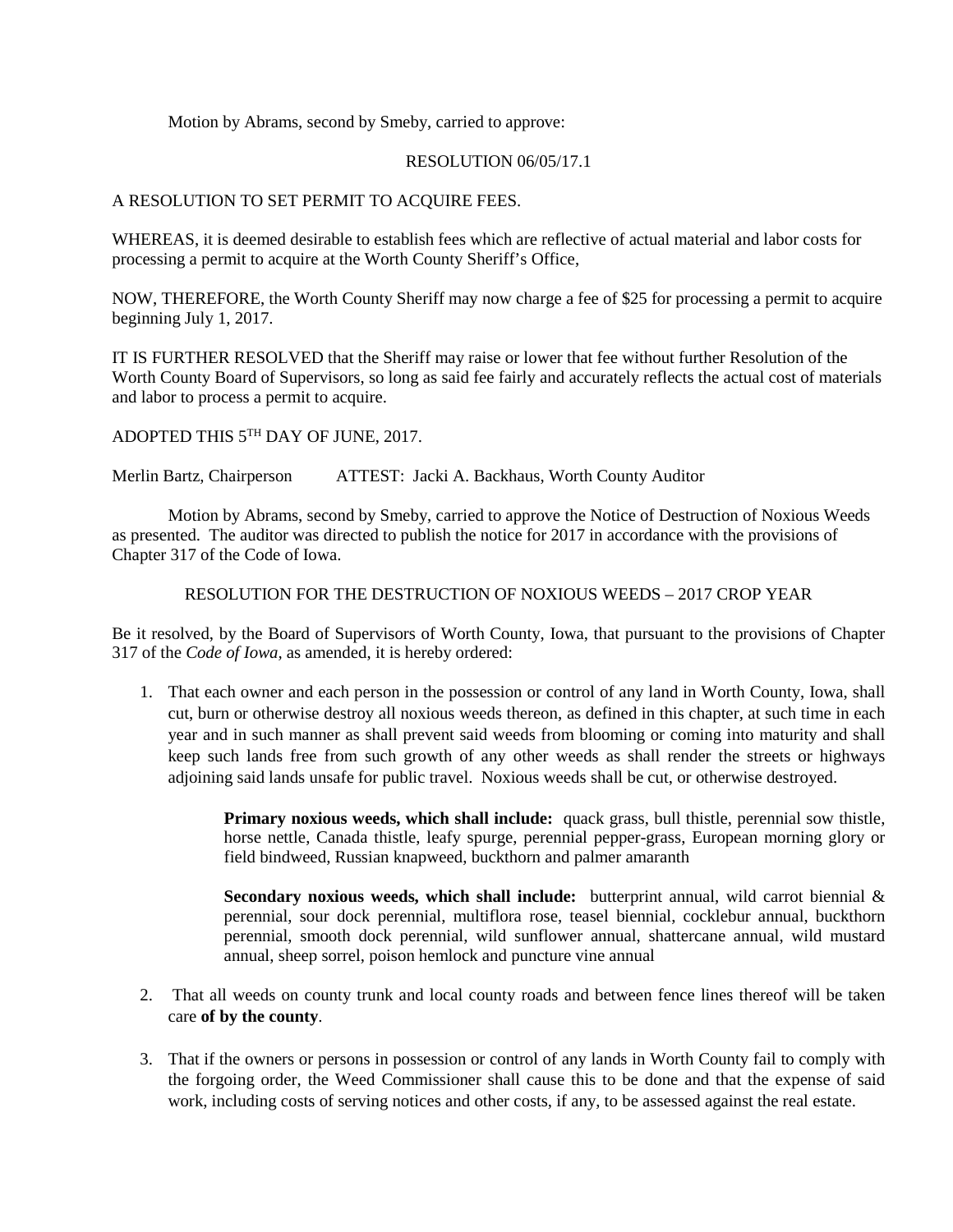Motion by Abrams, second by Smeby, carried to approve:

RESOLUTION 06/05/17.1

A RESOLUTION TO SET PERMIT TO ACQUIRE FEES.

WHEREAS, it is deemed desirable to establish fees which are reflective of actual material and labor costs for processing a permit to acquire at the Worth County Sheriff's Office,

NOW, THEREFORE, the Worth County Sheriff may now charge a fee of $25 for processing a permit to acquire beginning July 1, 2017.

IT IS FURTHER RESOLVED that the Sheriff may raise or lower that fee without further Resolution of the Worth County Board of Supervisors, so long as said fee fairly and accurately reflects the actual cost of materials and labor to process a permit to acquire.

ADOPTED THIS 5TH DAY OF JUNE, 2017.

Merlin Bartz, Chairperson ATTEST: Jacki A. Backhaus, Worth County Auditor

Motion by Abrams, second by Smeby, carried to approve the Notice of Destruction of Noxious Weeds as presented. The auditor was directed to publish the notice for 2017 in accordance with the provisions of Chapter 317 of the Code of Iowa.

RESOLUTION FOR THE DESTRUCTION OF NOXIOUS WEEDS – 2017 CROP YEAR

Be it resolved, by the Board of Supervisors of Worth County, Iowa, that pursuant to the provisions of Chapter 317 of the *Code of Iowa*, as amended, it is hereby ordered:

1. That each owner and each person in the possession or control of any land in Worth County, Iowa, shall cut, burn or otherwise destroy all noxious weeds thereon, as defined in this chapter, at such time in each year and in such manner as shall prevent said weeds from blooming or coming into maturity and shall keep such lands free from such growth of any other weeds as shall render the streets or highways adjoining said lands unsafe for public travel. Noxious weeds shall be cut, or otherwise destroyed.

   **Primary noxious weeds, which shall include:** quack grass, bull thistle, perennial sow thistle, horse nettle, Canada thistle, leafy spurge, perennial pepper-grass, European morning glory or field bindweed, Russian knapweed, buckthorn and palmer amaranth

   **Secondary noxious weeds, which shall include:** butterprint annual, wild carrot biennial & perennial, sour dock perennial, multiflora rose, teasel biennial, cocklebur annual, buckthorn perennial, smooth dock perennial, wild sunflower annual, shattercane annual, wild mustard annual, sheep sorrel, poison hemlock and puncture vine annual

2. That all weeds on county trunk and local county roads and between fence lines thereof will be taken care **of by the county**.

3. That if the owners or persons in possession or control of any lands in Worth County fail to comply with the forgoing order, the Weed Commissioner shall cause this to be done and that the expense of said work, including costs of serving notices and other costs, if any, to be assessed against the real estate.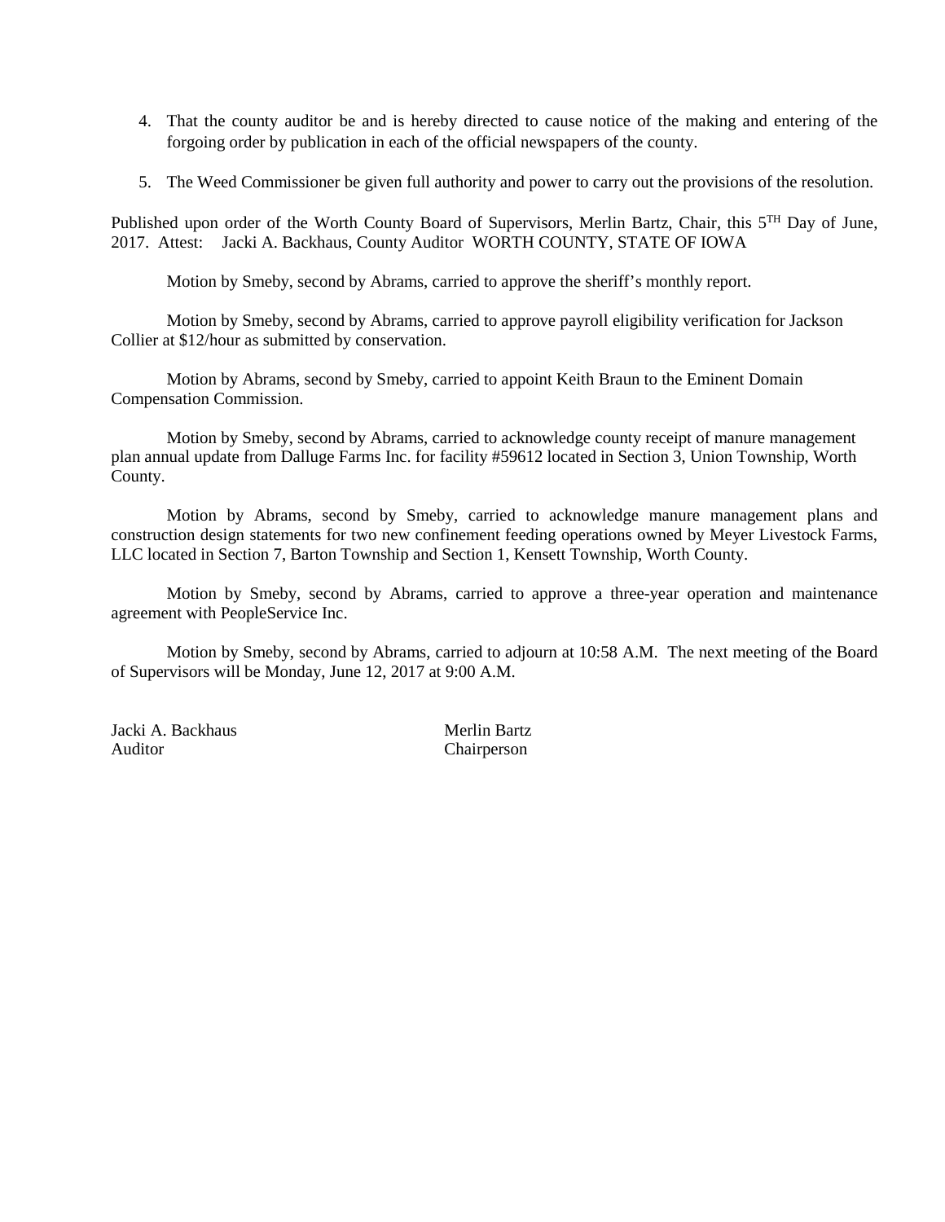4. That the county auditor be and is hereby directed to cause notice of the making and entering of the forgoing order by publication in each of the official newspapers of the county.

5. The Weed Commissioner be given full authority and power to carry out the provisions of the resolution.

Published upon order of the Worth County Board of Supervisors, Merlin Bartz, Chair, this 5[TH] Day of June, 2017. Attest: Jacki A. Backhaus, County Auditor WORTH COUNTY, STATE OF IOWA

Motion by Smeby, second by Abrams, carried to approve the sheriff's monthly report.

Motion by Smeby, second by Abrams, carried to approve payroll eligibility verification for Jackson Collier at $12/hour as submitted by conservation.

Motion by Abrams, second by Smeby, carried to appoint Keith Braun to the Eminent Domain Compensation Commission.

Motion by Smeby, second by Abrams, carried to acknowledge county receipt of manure management plan annual update from Dalluge Farms Inc. for facility #59612 located in Section 3, Union Township, Worth County.

Motion by Abrams, second by Smeby, carried to acknowledge manure management plans and construction design statements for two new confinement feeding operations owned by Meyer Livestock Farms, LLC located in Section 7, Barton Township and Section 1, Kensett Township, Worth County.

Motion by Smeby, second by Abrams, carried to approve a three-year operation and maintenance agreement with PeopleService Inc.

Motion by Smeby, second by Abrams, carried to adjourn at 10:58 A.M. The next meeting of the Board of Supervisors will be Monday, June 12, 2017 at 9:00 A.M.

Jacki A. Backhaus
Auditor

Merlin Bartz
Chairperson